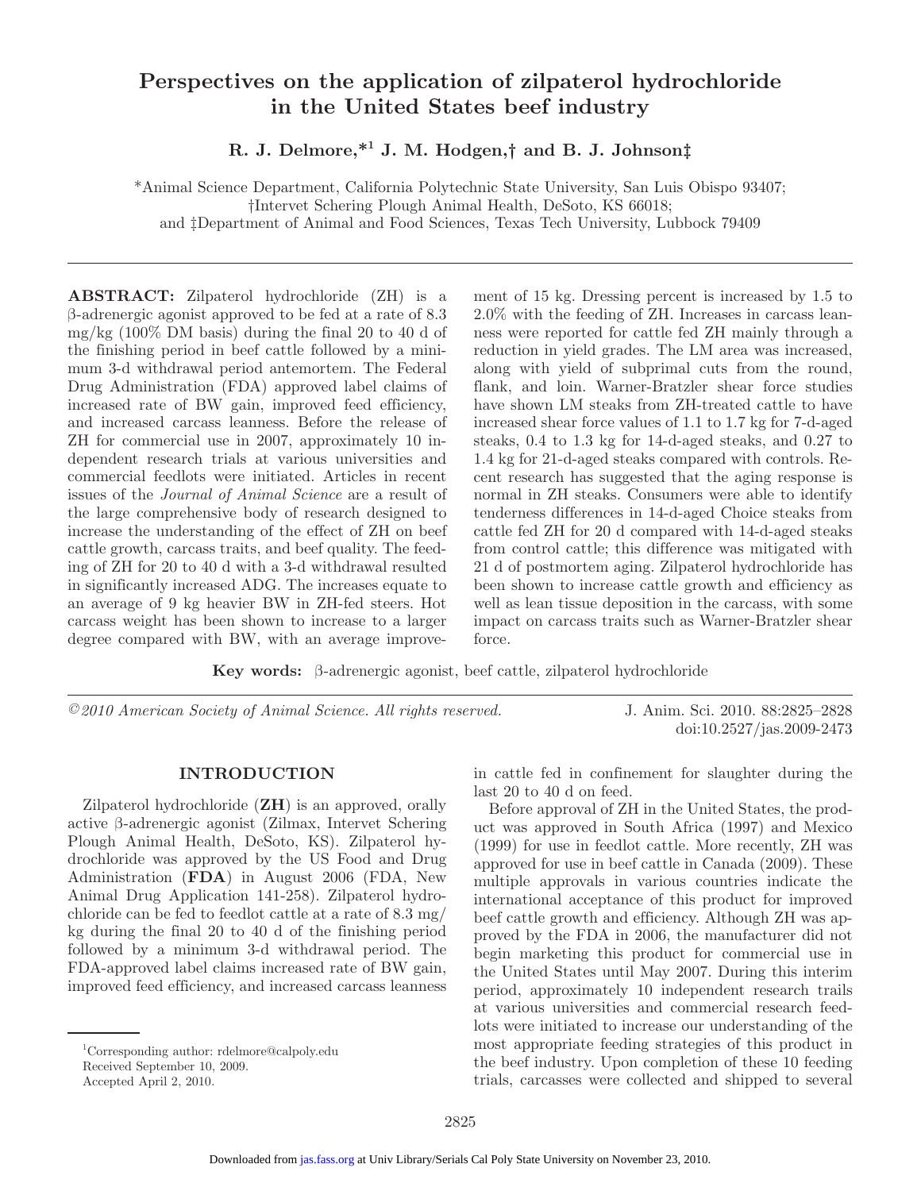# Perspectives on the application of zilpaterol hydrochloride in the United States beef industry

**R. J. Delmore,\*[1] J. M. Hodgen,† and B. J. Johnson‡**

\*Animal Science Department, California Polytechnic State University, San Luis Obispo 93407;
†Intervet Schering Plough Animal Health, DeSoto, KS 66018;
and ‡Department of Animal and Food Sciences, Texas Tech University, Lubbock 79409

**ABSTRACT:** Zilpaterol hydrochloride (ZH) is a β-adrenergic agonist approved to be fed at a rate of 8.3 mg/kg (100% DM basis) during the final 20 to 40 d of the finishing period in beef cattle followed by a minimum 3-d withdrawal period antemortem. The Federal Drug Administration (FDA) approved label claims of increased rate of BW gain, improved feed efficiency, and increased carcass leanness. Before the release of ZH for commercial use in 2007, approximately 10 independent research trials at various universities and commercial feedlots were initiated. Articles in recent issues of the *Journal of Animal Science* are a result of the large comprehensive body of research designed to increase the understanding of the effect of ZH on beef cattle growth, carcass traits, and beef quality. The feeding of ZH for 20 to 40 d with a 3-d withdrawal resulted in significantly increased ADG. The increases equate to an average of 9 kg heavier BW in ZH-fed steers. Hot carcass weight has been shown to increase to a larger degree compared with BW, with an average improvement of 15 kg. Dressing percent is increased by 1.5 to 2.0% with the feeding of ZH. Increases in carcass leanness were reported for cattle fed ZH mainly through a reduction in yield grades. The LM area was increased, along with yield of subprimal cuts from the round, flank, and loin. Warner-Bratzler shear force studies have shown LM steaks from ZH-treated cattle to have increased shear force values of 1.1 to 1.7 kg for 7-d-aged steaks, 0.4 to 1.3 kg for 14-d-aged steaks, and 0.27 to 1.4 kg for 21-d-aged steaks compared with controls. Recent research has suggested that the aging response is normal in ZH steaks. Consumers were able to identify tenderness differences in 14-d-aged Choice steaks from cattle fed ZH for 20 d compared with 14-d-aged steaks from control cattle; this difference was mitigated with 21 d of postmortem aging. Zilpaterol hydrochloride has been shown to increase cattle growth and efficiency as well as lean tissue deposition in the carcass, with some impact on carcass traits such as Warner-Bratzler shear force.

**Key words:** β-adrenergic agonist, beef cattle, zilpaterol hydrochloride

*©2010 American Society of Animal Science. All rights reserved.* J. Anim. Sci. 2010. 88:2825–2828 doi:10.2527/jas.2009-2473

## INTRODUCTION

Zilpaterol hydrochloride (**ZH**) is an approved, orally active β-adrenergic agonist (Zilmax, Intervet Schering Plough Animal Health, DeSoto, KS). Zilpaterol hydrochloride was approved by the US Food and Drug Administration (**FDA**) in August 2006 (FDA, New Animal Drug Application 141-258). Zilpaterol hydrochloride can be fed to feedlot cattle at a rate of 8.3 mg/kg during the final 20 to 40 d of the finishing period followed by a minimum 3-d withdrawal period. The FDA-approved label claims increased rate of BW gain, improved feed efficiency, and increased carcass leanness in cattle fed in confinement for slaughter during the last 20 to 40 d on feed.

Before approval of ZH in the United States, the product was approved in South Africa (1997) and Mexico (1999) for use in feedlot cattle. More recently, ZH was approved for use in beef cattle in Canada (2009). These multiple approvals in various countries indicate the international acceptance of this product for improved beef cattle growth and efficiency. Although ZH was approved by the FDA in 2006, the manufacturer did not begin marketing this product for commercial use in the United States until May 2007. During this interim period, approximately 10 independent research trails at various universities and commercial research feedlots were initiated to increase our understanding of the most appropriate feeding strategies of this product in the beef industry. Upon completion of these 10 feeding trials, carcasses were collected and shipped to several

[1]Corresponding author: rdelmore@calpoly.edu
Received September 10, 2009.
Accepted April 2, 2010.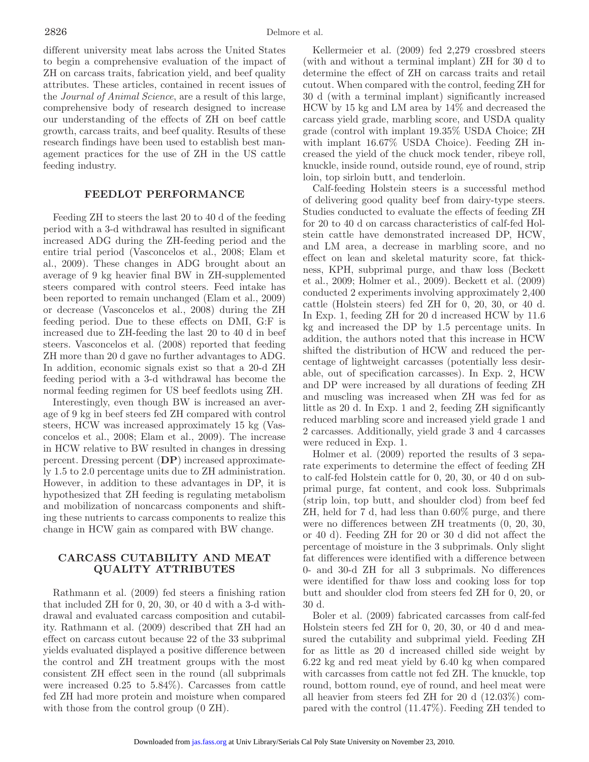different university meat labs across the United States to begin a comprehensive evaluation of the impact of ZH on carcass traits, fabrication yield, and beef quality attributes. These articles, contained in recent issues of the *Journal of Animal Science*, are a result of this large, comprehensive body of research designed to increase our understanding of the effects of ZH on beef cattle growth, carcass traits, and beef quality. Results of these research findings have been used to establish best management practices for the use of ZH in the US cattle feeding industry.

## FEEDLOT PERFORMANCE

Feeding ZH to steers the last 20 to 40 d of the feeding period with a 3-d withdrawal has resulted in significant increased ADG during the ZH-feeding period and the entire trial period (Vasconcelos et al., 2008; Elam et al., 2009). These changes in ADG brought about an average of 9 kg heavier final BW in ZH-supplemented steers compared with control steers. Feed intake has been reported to remain unchanged (Elam et al., 2009) or decrease (Vasconcelos et al., 2008) during the ZH feeding period. Due to these effects on DMI, G:F is increased due to ZH-feeding the last 20 to 40 d in beef steers. Vasconcelos et al. (2008) reported that feeding ZH more than 20 d gave no further advantages to ADG. In addition, economic signals exist so that a 20-d ZH feeding period with a 3-d withdrawal has become the normal feeding regimen for US beef feedlots using ZH.

Interestingly, even though BW is increased an average of 9 kg in beef steers fed ZH compared with control steers, HCW was increased approximately 15 kg (Vasconcelos et al., 2008; Elam et al., 2009). The increase in HCW relative to BW resulted in changes in dressing percent. Dressing percent (**DP**) increased approximately 1.5 to 2.0 percentage units due to ZH administration. However, in addition to these advantages in DP, it is hypothesized that ZH feeding is regulating metabolism and mobilization of noncarcass components and shifting these nutrients to carcass components to realize this change in HCW gain as compared with BW change.

## CARCASS CUTABILITY AND MEAT QUALITY ATTRIBUTES

Rathmann et al. (2009) fed steers a finishing ration that included ZH for 0, 20, 30, or 40 d with a 3-d withdrawal and evaluated carcass composition and cutability. Rathmann et al. (2009) described that ZH had an effect on carcass cutout because 22 of the 33 subprimal yields evaluated displayed a positive difference between the control and ZH treatment groups with the most consistent ZH effect seen in the round (all subprimals were increased 0.25 to 5.84%). Carcasses from cattle fed ZH had more protein and moisture when compared with those from the control group (0 ZH).

Kellermeier et al. (2009) fed 2,279 crossbred steers (with and without a terminal implant) ZH for 30 d to determine the effect of ZH on carcass traits and retail cutout. When compared with the control, feeding ZH for 30 d (with a terminal implant) significantly increased HCW by 15 kg and LM area by 14% and decreased the carcass yield grade, marbling score, and USDA quality grade (control with implant 19.35% USDA Choice; ZH with implant 16.67% USDA Choice). Feeding ZH increased the yield of the chuck mock tender, ribeye roll, knuckle, inside round, outside round, eye of round, strip loin, top sirloin butt, and tenderloin.

Calf-feeding Holstein steers is a successful method of delivering good quality beef from dairy-type steers. Studies conducted to evaluate the effects of feeding ZH for 20 to 40 d on carcass characteristics of calf-fed Holstein cattle have demonstrated increased DP, HCW, and LM area, a decrease in marbling score, and no effect on lean and skeletal maturity score, fat thickness, KPH, subprimal purge, and thaw loss (Beckett et al., 2009; Holmer et al., 2009). Beckett et al. (2009) conducted 2 experiments involving approximately 2,400 cattle (Holstein steers) fed ZH for 0, 20, 30, or 40 d. In Exp. 1, feeding ZH for 20 d increased HCW by 11.6 kg and increased the DP by 1.5 percentage units. In addition, the authors noted that this increase in HCW shifted the distribution of HCW and reduced the percentage of lightweight carcasses (potentially less desirable, out of specification carcasses). In Exp. 2, HCW and DP were increased by all durations of feeding ZH and muscling was increased when ZH was fed for as little as 20 d. In Exp. 1 and 2, feeding ZH significantly reduced marbling score and increased yield grade 1 and 2 carcasses. Additionally, yield grade 3 and 4 carcasses were reduced in Exp. 1.

Holmer et al. (2009) reported the results of 3 separate experiments to determine the effect of feeding ZH to calf-fed Holstein cattle for 0, 20, 30, or 40 d on subprimal purge, fat content, and cook loss. Subprimals (strip loin, top butt, and shoulder clod) from beef fed ZH, held for 7 d, had less than 0.60% purge, and there were no differences between ZH treatments (0, 20, 30, or 40 d). Feeding ZH for 20 or 30 d did not affect the percentage of moisture in the 3 subprimals. Only slight fat differences were identified with a difference between 0- and 30-d ZH for all 3 subprimals. No differences were identified for thaw loss and cooking loss for top butt and shoulder clod from steers fed ZH for 0, 20, or 30 d.

Boler et al. (2009) fabricated carcasses from calf-fed Holstein steers fed ZH for 0, 20, 30, or 40 d and measured the cutability and subprimal yield. Feeding ZH for as little as 20 d increased chilled side weight by 6.22 kg and red meat yield by 6.40 kg when compared with carcasses from cattle not fed ZH. The knuckle, top round, bottom round, eye of round, and heel meat were all heavier from steers fed ZH for 20 d (12.03%) compared with the control (11.47%). Feeding ZH tended to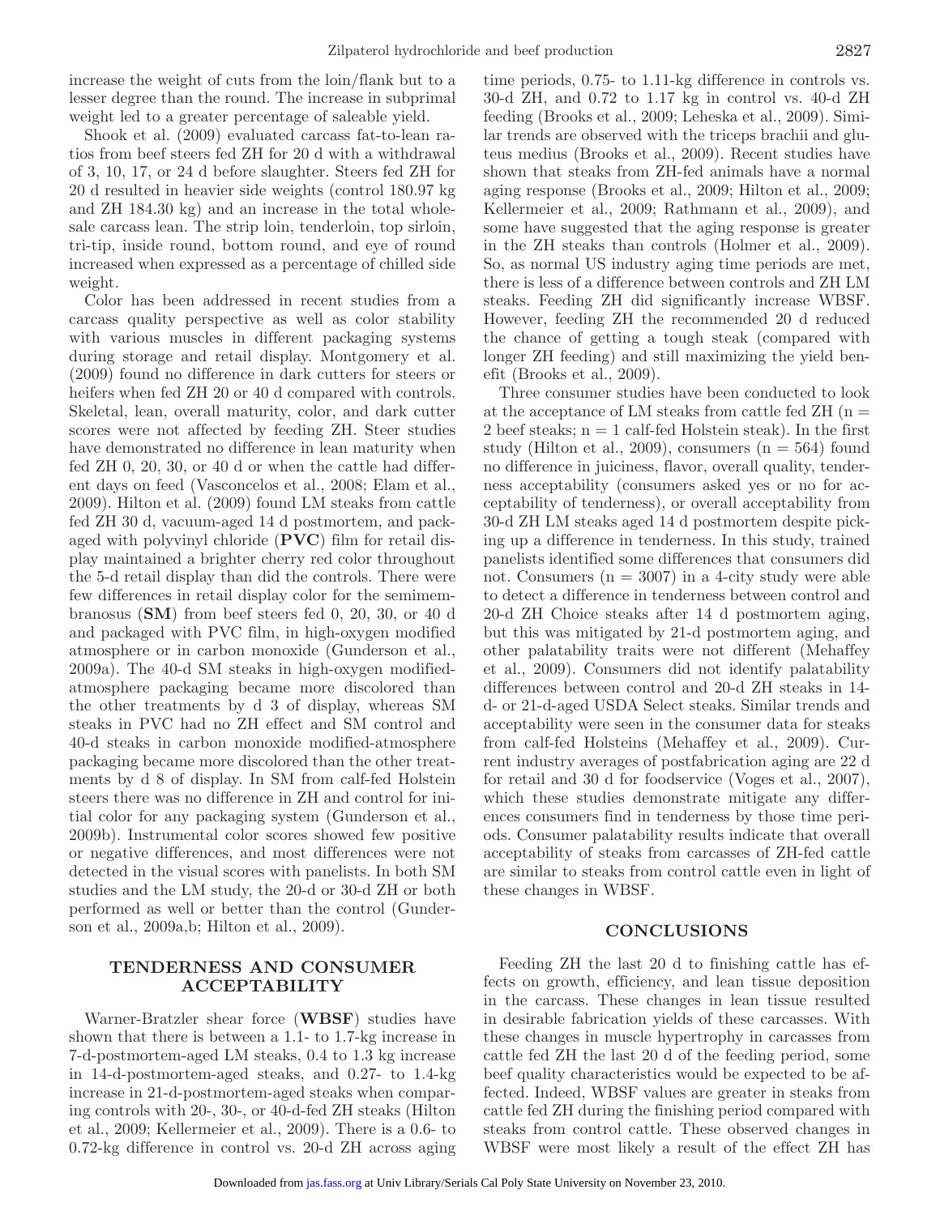increase the weight of cuts from the loin/flank but to a lesser degree than the round. The increase in subprimal weight led to a greater percentage of saleable yield.

Shook et al. (2009) evaluated carcass fat-to-lean ratios from beef steers fed ZH for 20 d with a withdrawal of 3, 10, 17, or 24 d before slaughter. Steers fed ZH for 20 d resulted in heavier side weights (control 180.97 kg and ZH 184.30 kg) and an increase in the total wholesale carcass lean. The strip loin, tenderloin, top sirloin, tri-tip, inside round, bottom round, and eye of round increased when expressed as a percentage of chilled side weight.

Color has been addressed in recent studies from a carcass quality perspective as well as color stability with various muscles in different packaging systems during storage and retail display. Montgomery et al. (2009) found no difference in dark cutters for steers or heifers when fed ZH 20 or 40 d compared with controls. Skeletal, lean, overall maturity, color, and dark cutter scores were not affected by feeding ZH. Steer studies have demonstrated no difference in lean maturity when fed ZH 0, 20, 30, or 40 d or when the cattle had different days on feed (Vasconcelos et al., 2008; Elam et al., 2009). Hilton et al. (2009) found LM steaks from cattle fed ZH 30 d, vacuum-aged 14 d postmortem, and packaged with polyvinyl chloride (**PVC**) film for retail display maintained a brighter cherry red color throughout the 5-d retail display than did the controls. There were few differences in retail display color for the semimembranosus (**SM**) from beef steers fed 0, 20, 30, or 40 d and packaged with PVC film, in high-oxygen modified atmosphere or in carbon monoxide (Gunderson et al., 2009a). The 40-d SM steaks in high-oxygen modified-atmosphere packaging became more discolored than the other treatments by d 3 of display, whereas SM steaks in PVC had no ZH effect and SM control and 40-d steaks in carbon monoxide modified-atmosphere packaging became more discolored than the other treatments by d 8 of display. In SM from calf-fed Holstein steers there was no difference in ZH and control for initial color for any packaging system (Gunderson et al., 2009b). Instrumental color scores showed few positive or negative differences, and most differences were not detected in the visual scores with panelists. In both SM studies and the LM study, the 20-d or 30-d ZH or both performed as well or better than the control (Gunderson et al., 2009a,b; Hilton et al., 2009).

## TENDERNESS AND CONSUMER ACCEPTABILITY

Warner-Bratzler shear force (**WBSF**) studies have shown that there is between a 1.1- to 1.7-kg increase in 7-d-postmortem-aged LM steaks, 0.4 to 1.3 kg increase in 14-d-postmortem-aged steaks, and 0.27- to 1.4-kg increase in 21-d-postmortem-aged steaks when comparing controls with 20-, 30-, or 40-d-fed ZH steaks (Hilton et al., 2009; Kellermeier et al., 2009). There is a 0.6- to 0.72-kg difference in control vs. 20-d ZH across aging time periods, 0.75- to 1.11-kg difference in controls vs. 30-d ZH, and 0.72 to 1.17 kg in control vs. 40-d ZH feeding (Brooks et al., 2009; Leheska et al., 2009). Similar trends are observed with the triceps brachii and gluteus medius (Brooks et al., 2009). Recent studies have shown that steaks from ZH-fed animals have a normal aging response (Brooks et al., 2009; Hilton et al., 2009; Kellermeier et al., 2009; Rathmann et al., 2009), and some have suggested that the aging response is greater in the ZH steaks than controls (Holmer et al., 2009). So, as normal US industry aging time periods are met, there is less of a difference between controls and ZH LM steaks. Feeding ZH did significantly increase WBSF. However, feeding ZH the recommended 20 d reduced the chance of getting a tough steak (compared with longer ZH feeding) and still maximizing the yield benefit (Brooks et al., 2009).

Three consumer studies have been conducted to look at the acceptance of LM steaks from cattle fed ZH (n = 2 beef steaks; n = 1 calf-fed Holstein steak). In the first study (Hilton et al., 2009), consumers (n = 564) found no difference in juiciness, flavor, overall quality, tenderness acceptability (consumers asked yes or no for acceptability of tenderness), or overall acceptability from 30-d ZH LM steaks aged 14 d postmortem despite picking up a difference in tenderness. In this study, trained panelists identified some differences that consumers did not. Consumers (n = 3007) in a 4-city study were able to detect a difference in tenderness between control and 20-d ZH Choice steaks after 14 d postmortem aging, but this was mitigated by 21-d postmortem aging, and other palatability traits were not different (Mehaffey et al., 2009). Consumers did not identify palatability differences between control and 20-d ZH steaks in 14- d- or 21-d-aged USDA Select steaks. Similar trends and acceptability were seen in the consumer data for steaks from calf-fed Holsteins (Mehaffey et al., 2009). Current industry averages of postfabrication aging are 22 d for retail and 30 d for foodservice (Voges et al., 2007), which these studies demonstrate mitigate any differences consumers find in tenderness by those time periods. Consumer palatability results indicate that overall acceptability of steaks from carcasses of ZH-fed cattle are similar to steaks from control cattle even in light of these changes in WBSF.

## CONCLUSIONS

Feeding ZH the last 20 d to finishing cattle has effects on growth, efficiency, and lean tissue deposition in the carcass. These changes in lean tissue resulted in desirable fabrication yields of these carcasses. With these changes in muscle hypertrophy in carcasses from cattle fed ZH the last 20 d of the feeding period, some beef quality characteristics would be expected to be affected. Indeed, WBSF values are greater in steaks from cattle fed ZH during the finishing period compared with steaks from control cattle. These observed changes in WBSF were most likely a result of the effect ZH has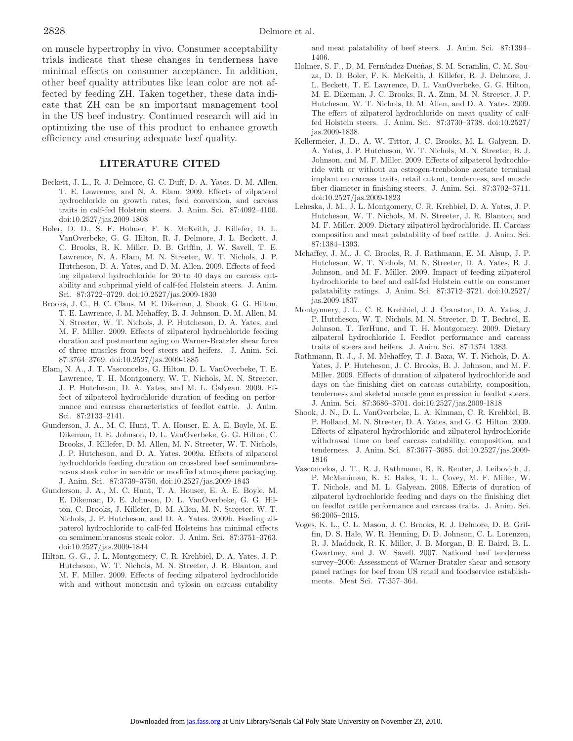on muscle hypertrophy in vivo. Consumer acceptability trials indicate that these changes in tenderness have minimal effects on consumer acceptance. In addition, other beef quality attributes like lean color are not affected by feeding ZH. Taken together, these data indicate that ZH can be an important management tool in the US beef industry. Continued research will aid in optimizing the use of this product to enhance growth efficiency and ensuring adequate beef quality.

## LITERATURE CITED

Beckett, J. L., R. J. Delmore, G. C. Duff, D. A. Yates, D. M. Allen, T. E. Lawrence, and N. A. Elam. 2009. Effects of zilpaterol hydrochloride on growth rates, feed conversion, and carcass traits in calf-fed Holstein steers. J. Anim. Sci. 87:4092–4100. doi:10.2527/jas.2009-1808

Boler, D. D., S. F. Holmer, F. K. McKeith, J. Killefer, D. L. VanOverbeke, G. G. Hilton, R. J. Delmore, J. L. Beckett, J. C. Brooks, R. K. Miller, D. B. Griffin, J. W. Savell, T. E. Lawrence, N. A. Elam, M. N. Streeter, W. T. Nichols, J. P. Hutcheson, D. A. Yates, and D. M. Allen. 2009. Effects of feeding zilpaterol hydrochloride for 20 to 40 days on carcass cutability and subprimal yield of calf-fed Holstein steers. J. Anim. Sci. 87:3722–3729. doi:10.2527/jas.2009-1830

Brooks, J. C., H. C. Claus, M. E. Dikeman, J. Shook, G. G. Hilton, T. E. Lawrence, J. M. Mehaffey, B. J. Johnson, D. M. Allen, M. N. Streeter, W. T. Nichols, J. P. Hutcheson, D. A. Yates, and M. F. Miller. 2009. Effects of zilpaterol hydrochloride feeding duration and postmortem aging on Warner-Bratzler shear force of three muscles from beef steers and heifers. J. Anim. Sci. 87:3764–3769. doi:10.2527/jas.2009-1885

Elam, N. A., J. T. Vasconcelos, G. Hilton, D. L. VanOverbeke, T. E. Lawrence, T. H. Montgomery, W. T. Nichols, M. N. Streeter, J. P. Hutcheson, D. A. Yates, and M. L. Galyean. 2009. Effect of zilpaterol hydrochloride duration of feeding on performance and carcass characteristics of feedlot cattle. J. Anim. Sci. 87:2133–2141.

Gunderson, J. A., M. C. Hunt, T. A. Houser, E. A. E. Boyle, M. E. Dikeman, D. E. Johnson, D. L. VanOverbeke, G. G. Hilton, C. Brooks, J. Killefer, D. M. Allen, M. N. Streeter, W. T. Nichols, J. P. Hutcheson, and D. A. Yates. 2009a. Effects of zilpaterol hydrochloride feeding duration on crossbred beef semimembranosus steak color in aerobic or modified atmosphere packaging. J. Anim. Sci. 87:3739–3750. doi:10.2527/jas.2009-1843

Gunderson, J. A., M. C. Hunt, T. A. Houser, E. A. E. Boyle, M. E. Dikeman, D. E. Johnson, D. L. VanOverbeke, G. G. Hilton, C. Brooks, J. Killefer, D. M. Allen, M. N. Streeter, W. T. Nichols, J. P. Hutcheson, and D. A. Yates. 2009b. Feeding zilpaterol hydrochloride to calf-fed Holsteins has minimal effects on semimembranosus steak color. J. Anim. Sci. 87:3751–3763. doi:10.2527/jas.2009-1844

Hilton, G. G., J. L. Montgomery, C. R. Krehbiel, D. A. Yates, J. P. Hutcheson, W. T. Nichols, M. N. Streeter, J. R. Blanton, and M. F. Miller. 2009. Effects of feeding zilpaterol hydrochloride with and without monensin and tylosin on carcass cutability and meat palatability of beef steers. J. Anim. Sci. 87:1394–1406.

Holmer, S. F., D. M. Fernández-Dueñas, S. M. Scramlin, C. M. Souza, D. D. Boler, F. K. McKeith, J. Killefer, R. J. Delmore, J. L. Beckett, T. E. Lawrence, D. L. VanOverbeke, G. G. Hilton, M. E. Dikeman, J. C. Brooks, R. A. Zinn, M. N. Streeter, J. P. Hutcheson, W. T. Nichols, D. M. Allen, and D. A. Yates. 2009. The effect of zilpaterol hydrochloride on meat quality of calf-fed Holstein steers. J. Anim. Sci. 87:3730–3738. doi:10.2527/jas.2009-1838.

Kellermeier, J. D., A. W. Tittor, J. C. Brooks, M. L. Galyean, D. A. Yates, J. P. Hutcheson, W. T. Nichols, M. N. Streeter, B. J. Johnson, and M. F. Miller. 2009. Effects of zilpaterol hydrochloride with or without an estrogen-trenbolone acetate terminal implant on carcass traits, retail cutout, tenderness, and muscle fiber diameter in finishing steers. J. Anim. Sci. 87:3702–3711. doi:10.2527/jas.2009-1823

Leheska, J. M., J. L. Montgomery, C. R. Krehbiel, D. A. Yates, J. P. Hutcheson, W. T. Nichols, M. N. Streeter, J. R. Blanton, and M. F. Miller. 2009. Dietary zilpaterol hydrochloride. II. Carcass composition and meat palatability of beef cattle. J. Anim. Sci. 87:1384–1393.

Mehaffey, J. M., J. C. Brooks, R. J. Rathmann, E. M. Alsup, J. P. Hutcheson, W. T. Nichols, M. N. Streeter, D. A. Yates, B. J. Johnson, and M. F. Miller. 2009. Impact of feeding zilpaterol hydrochloride to beef and calf-fed Holstein cattle on consumer palatability ratings. J. Anim. Sci. 87:3712–3721. doi:10.2527/jas.2009-1837

Montgomery, J. L., C. R. Krehbiel, J. J. Cranston, D. A. Yates, J. P. Hutcheson, W. T. Nichols, M. N. Streeter, D. T. Bechtol, E. Johnson, T. TerHune, and T. H. Montgomery. 2009. Dietary zilpaterol hydrochloride I. Feedlot performance and carcass traits of steers and heifers. J. Anim. Sci. 87:1374–1383.

Rathmann, R. J., J. M. Mehaffey, T. J. Baxa, W. T. Nichols, D. A. Yates, J. P. Hutcheson, J. C. Brooks, B. J. Johnson, and M. F. Miller. 2009. Effects of duration of zilpaterol hydrochloride and days on the finishing diet on carcass cutability, composition, tenderness and skeletal muscle gene expression in feedlot steers. J. Anim. Sci. 87:3686–3701. doi:10.2527/jas.2009-1818

Shook, J. N., D. L. VanOverbeke, L. A. Kinman, C. R. Krehbiel, B. P. Holland, M. N. Streeter, D. A. Yates, and G. G. Hilton. 2009. Effects of zilpaterol hydrochloride and zilpaterol hydrochloride withdrawal time on beef carcass cutability, composition, and tenderness. J. Anim. Sci. 87:3677–3685. doi:10.2527/jas.2009-1816

Vasconcelos, J. T., R. J. Rathmann, R. R. Reuter, J. Leibovich, J. P. McMeniman, K. E. Hales, T. L. Covey, M. F. Miller, W. T. Nichols, and M. L. Galyean. 2008. Effects of duration of zilpaterol hydrochloride feeding and days on the finishing diet on feedlot cattle performance and carcass traits. J. Anim. Sci. 86:2005–2015.

Voges, K. L., C. L. Mason, J. C. Brooks, R. J. Delmore, D. B. Griffin, D. S. Hale, W. R. Henning, D. D. Johnson, C. L. Lorenzen, R. J. Maddock, R. K. Miller, J. B. Morgan, B. E. Baird, B. L. Gwartney, and J. W. Savell. 2007. National beef tenderness survey–2006: Assessment of Warner-Bratzler shear and sensory panel ratings for beef from US retail and foodservice establishments. Meat Sci. 77:357–364.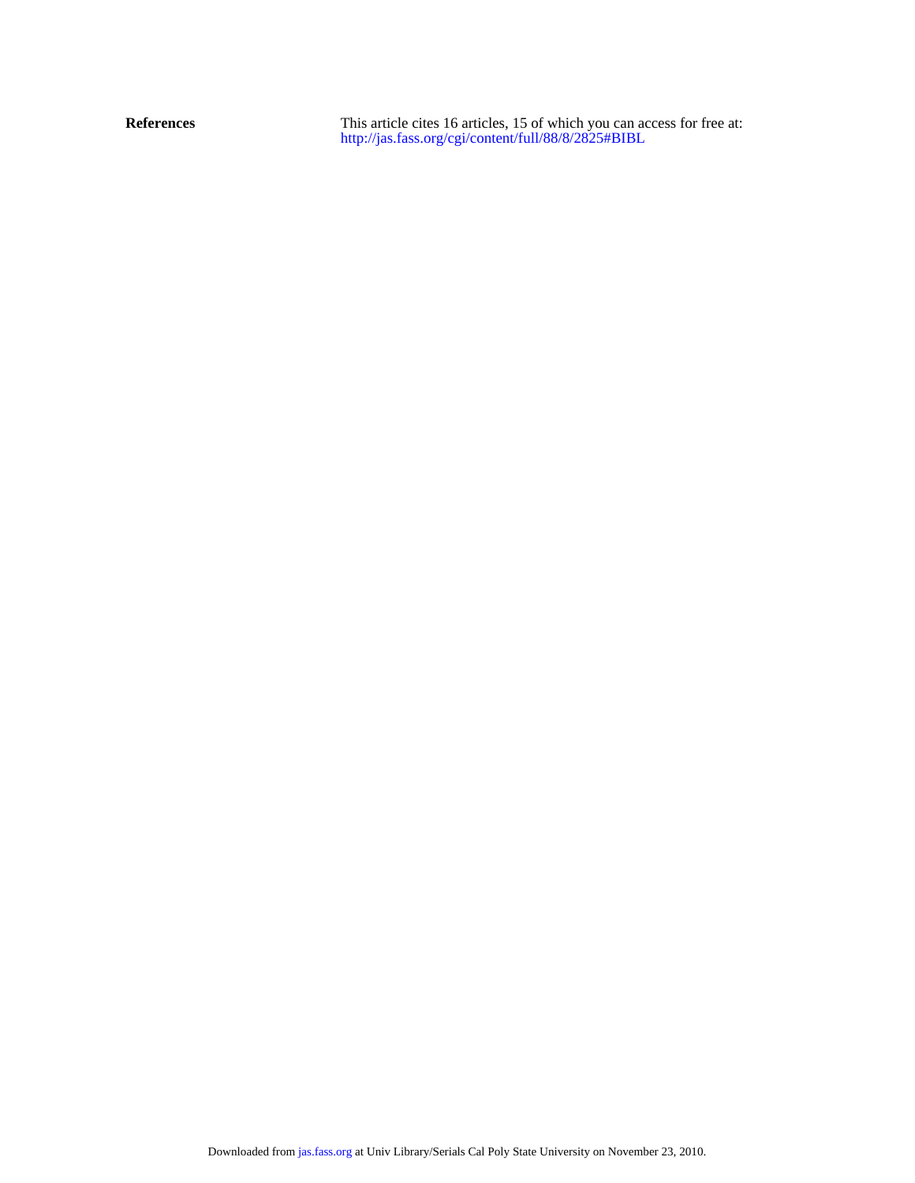**References** This article cites 16 articles, 15 of which you can access for free at: http://jas.fass.org/cgi/content/full/88/8/2825#BIBL